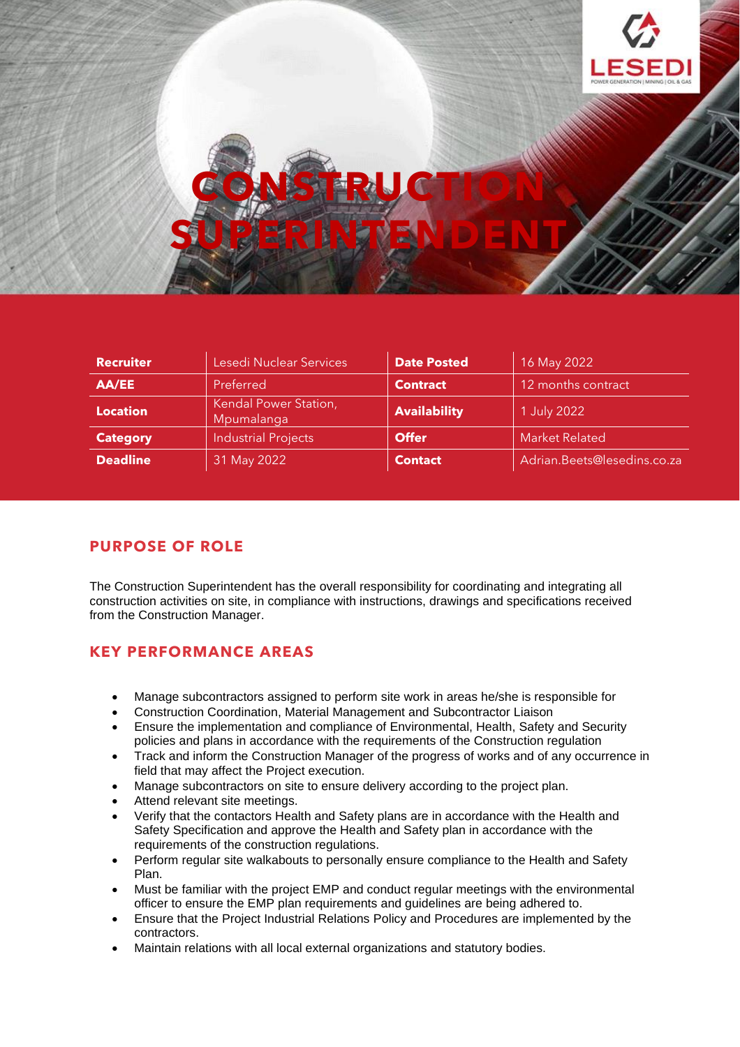# CONSTRUCTION SUPERINTENDENT

| Recruiter | Lesedi Nuclear Services | Date Posted | 16 May 2022 |
|---|---|---|---|
| AA/EE | Preferred | Contract | 12 months contract |
| Location | Kendal Power Station, Mpumalanga | Availability | 1 July 2022 |
| Category | Industrial Projects | Offer | Market Related |
| Deadline | 31 May 2022 | Contact | Adrian.Beets@lesedins.co.za |

## PURPOSE OF ROLE

The Construction Superintendent has the overall responsibility for coordinating and integrating all construction activities on site, in compliance with instructions, drawings and specifications received from the Construction Manager.

## KEY PERFORMANCE AREAS

- Manage subcontractors assigned to perform site work in areas he/she is responsible for
- Construction Coordination, Material Management and Subcontractor Liaison
- Ensure the implementation and compliance of Environmental, Health, Safety and Security policies and plans in accordance with the requirements of the Construction regulation
- Track and inform the Construction Manager of the progress of works and of any occurrence in field that may affect the Project execution.
- Manage subcontractors on site to ensure delivery according to the project plan.
- Attend relevant site meetings.
- Verify that the contactors Health and Safety plans are in accordance with the Health and Safety Specification and approve the Health and Safety plan in accordance with the requirements of the construction regulations.
- Perform regular site walkabouts to personally ensure compliance to the Health and Safety Plan.
- Must be familiar with the project EMP and conduct regular meetings with the environmental officer to ensure the EMP plan requirements and guidelines are being adhered to.
- Ensure that the Project Industrial Relations Policy and Procedures are implemented by the contractors.
- Maintain relations with all local external organizations and statutory bodies.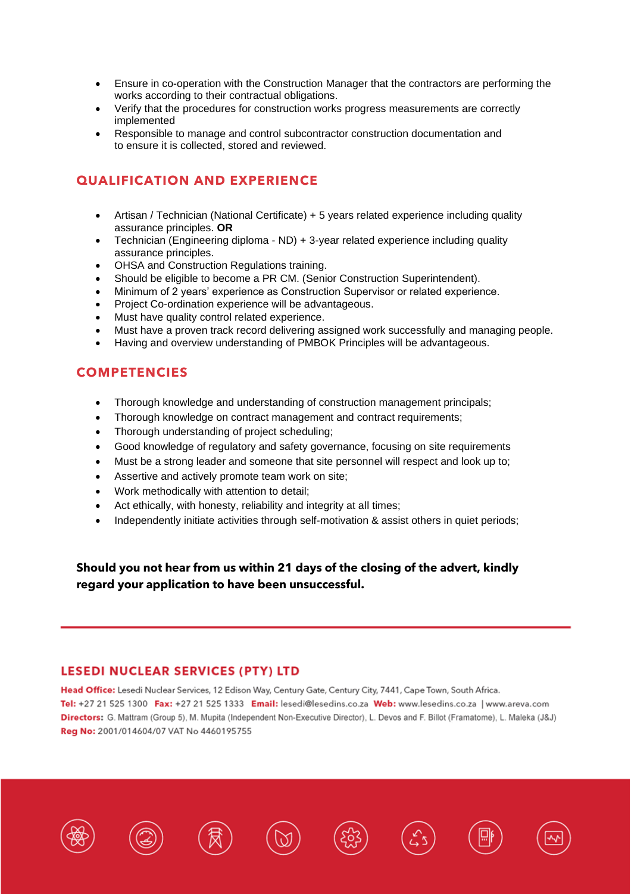- Ensure in co-operation with the Construction Manager that the contractors are performing the works according to their contractual obligations.
- Verify that the procedures for construction works progress measurements are correctly implemented
- Responsible to manage and control subcontractor construction documentation and to ensure it is collected, stored and reviewed.

## QUALIFICATION AND EXPERIENCE

- Artisan / Technician (National Certificate) + 5 years related experience including quality assurance principles. **OR**
- Technician (Engineering diploma - ND) + 3-year related experience including quality assurance principles.
- OHSA and Construction Regulations training.
- Should be eligible to become a PR CM. (Senior Construction Superintendent).
- Minimum of 2 years' experience as Construction Supervisor or related experience.
- Project Co-ordination experience will be advantageous.
- Must have quality control related experience.
- Must have a proven track record delivering assigned work successfully and managing people.
- Having and overview understanding of PMBOK Principles will be advantageous.

## COMPETENCIES

- Thorough knowledge and understanding of construction management principals;
- Thorough knowledge on contract management and contract requirements;
- Thorough understanding of project scheduling;
- Good knowledge of regulatory and safety governance, focusing on site requirements
- Must be a strong leader and someone that site personnel will respect and look up to;
- Assertive and actively promote team work on site;
- Work methodically with attention to detail;
- Act ethically, with honesty, reliability and integrity at all times;
- Independently initiate activities through self-motivation & assist others in quiet periods;

**Should you not hear from us within 21 days of the closing of the advert, kindly regard your application to have been unsuccessful.**

**LESEDI NUCLEAR SERVICES (PTY) LTD**

**Head Office:** Lesedi Nuclear Services, 12 Edison Way, Century Gate, Century City, 7441, Cape Town, South Africa.
**Tel:** +27 21 525 1300 **Fax:** +27 21 525 1333 **Email:** lesedi@lesedins.co.za **Web:** www.lesedins.co.za | www.areva.com
**Directors:** G. Mattram (Group 5), M. Mupita (Independent Non-Executive Director), L. Devos and F. Billot (Framatome), L. Maleka (J&J)
**Reg No:** 2001/014604/07 VAT No 4460195755